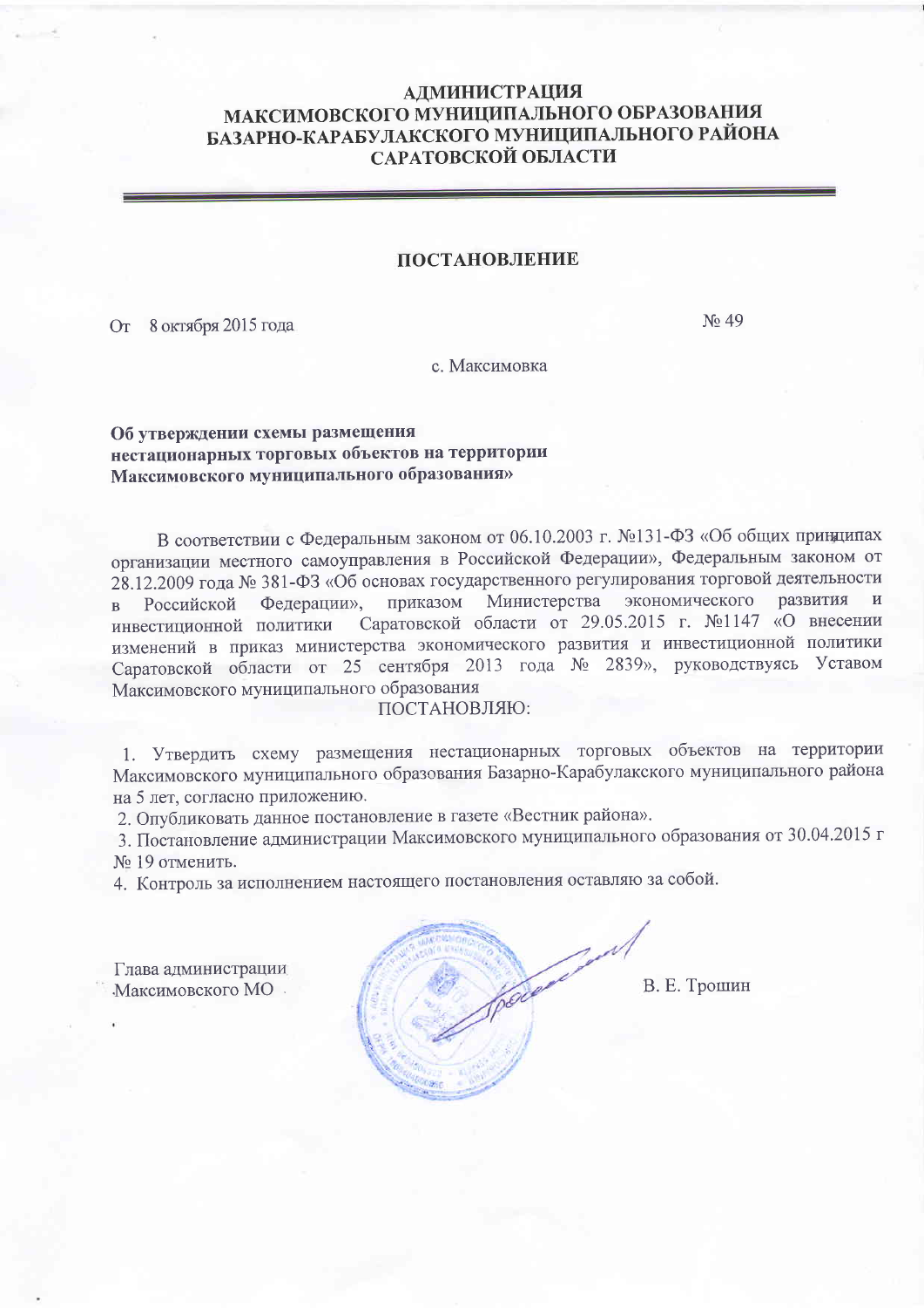**АДМИНИСТРАЦИЯ
МАКСИМОВСКОГО МУНИЦИПАЛЬНОГО ОБРАЗОВАНИЯ
БАЗАРНО-КАРАБУЛАКСКОГО МУНИЦИПАЛЬНОГО РАЙОНА
САРАТОВСКОЙ ОБЛАСТИ**

**ПОСТАНОВЛЕНИЕ**

От 8 октября 2015 года № 49

с. Максимовка

**Об утверждении схемы размещения нестационарных торговых объектов на территории Максимовского муниципального образования»**

В соответствии с Федеральным законом от 06.10.2003 г. №131-ФЗ «Об общих принципах организации местного самоуправления в Российской Федерации», Федеральным законом от 28.12.2009 года № 381-ФЗ «Об основах государственного регулирования торговой деятельности в Российской Федерации», приказом Министерства экономического развития и инвестиционной политики Саратовской области от 29.05.2015 г. №1147 «О внесении изменений в приказ министерства экономического развития и инвестиционной политики Саратовской области от 25 сентября 2013 года № 2839», руководствуясь Уставом Максимовского муниципального образования

ПОСТАНОВЛЯЮ:

1. Утвердить схему размещения нестационарных торговых объектов на территории Максимовского муниципального образования Базарно-Карабулакского муниципального района на 5 лет, согласно приложению.
2. Опубликовать данное постановление в газете «Вестник района».
3. Постановление администрации Максимовского муниципального образования от 30.04.2015 г № 19 отменить.
4. Контроль за исполнением настоящего постановления оставляю за собой.

Глава администрации
Максимовского МО В. Е. Трошин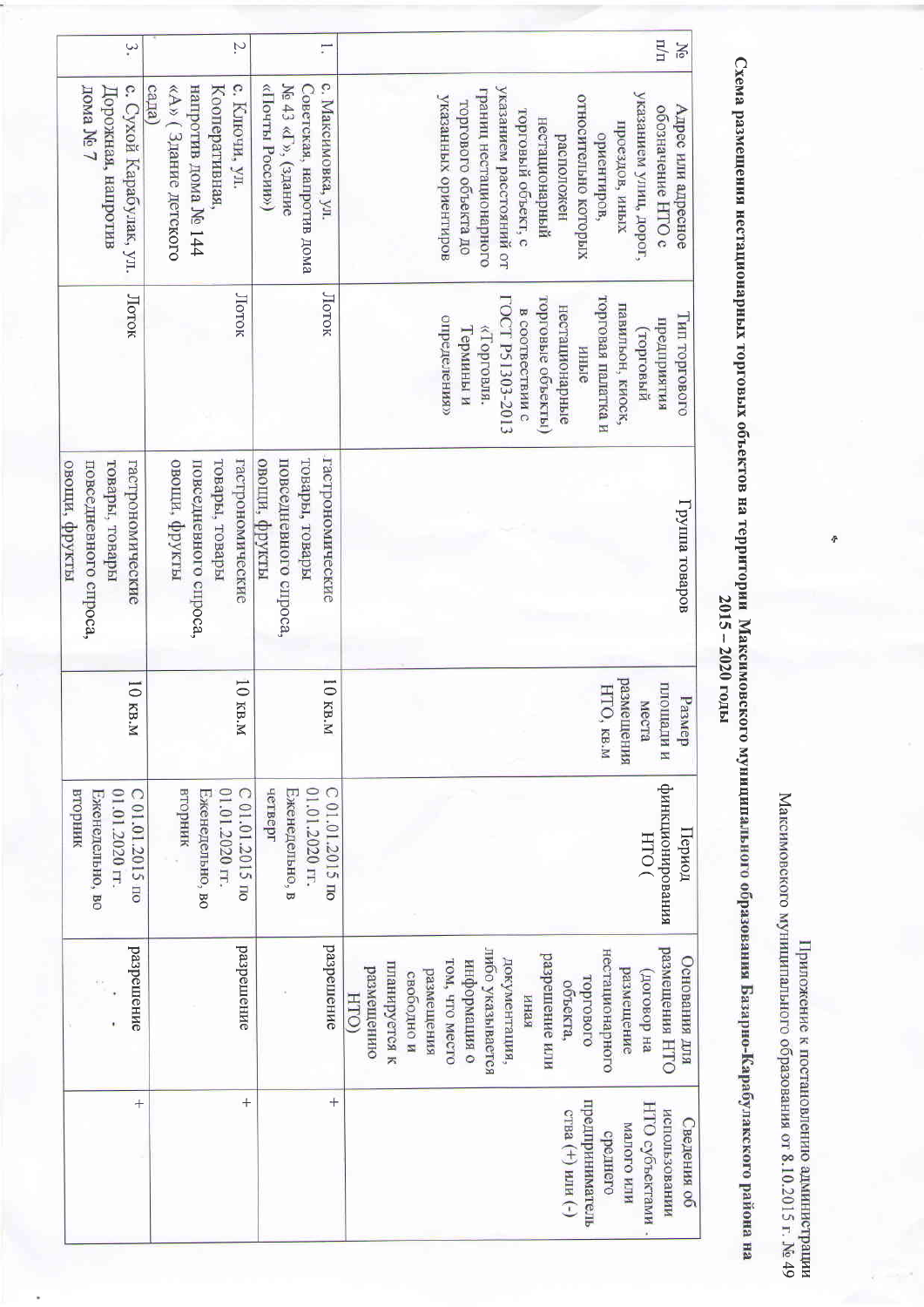Приложение к постановлению администрации Максимовского муниципального образования от 8.10.2015 г. № 49

# Схема размещения нестационарных торговых объектов на территории Максимовского муниципального образования Базарно-Карабулакского района на 2015 – 2020 годы

| № п/п | Адрес или адресное обозначение НТО с указанием улиц, дорог, проездов, иных ориентиров, относительно которых расположен нестационарный торговый объект, с указанием расстояний от границ нестационарного торгового объекта до указанных ориентиров | Тип торгового предприятия (торговый павильон, киоск, торговая палатка и иные нестационарные торговые объекты) в соответствии с ГОСТ Р51303-2013 «Торговля. Термины и определения» | Группа товаров | Размер площади и места размещения НТО, кв.м | Период фикционирования НТО ( | Основания для размещения НТО (договор на размещение нестационарного торгового объекта, разрешение или иная документация, либо указывается информация о том, что место размещения свободно и планируется к размещению НТО) | Сведения об использовании НТО субъектами малого или среднего предпринимательства (+) или (-) |
|---|---|---|---|---|---|---|---|
| 1. | с. Максимовка, ул. Советская, напротив дома № 43 «Г», (здание «Почты России») | Лоток | гастрономические товары, товары повседневного спроса, овощи, фрукты | 10 кв.м | С 01.01.2015 по 01.01.2020 гг. Еженедельно, в четверг | разрешение | + |
| 2. | с. Ключи, ул. Кооперативная, напротив дома № 144 «А» ( Здание детского сада) | Лоток | гастрономические товары, товары повседневного спроса, овощи, фрукты | 10 кв.м | С 01.01.2015 по 01.01.2020 гг. Еженедельно, во вторник | разрешение | + |
| 3. | с. Сухой Карабулак, ул. Дорожная, напротив дома № 7 | Лоток | гастрономические товары, товары повседневного спроса, овощи, фрукты | 10 кв.м | С 01.01.2015 по 01.01.2020 гг. Еженедельно, во вторник | разрешение | + |